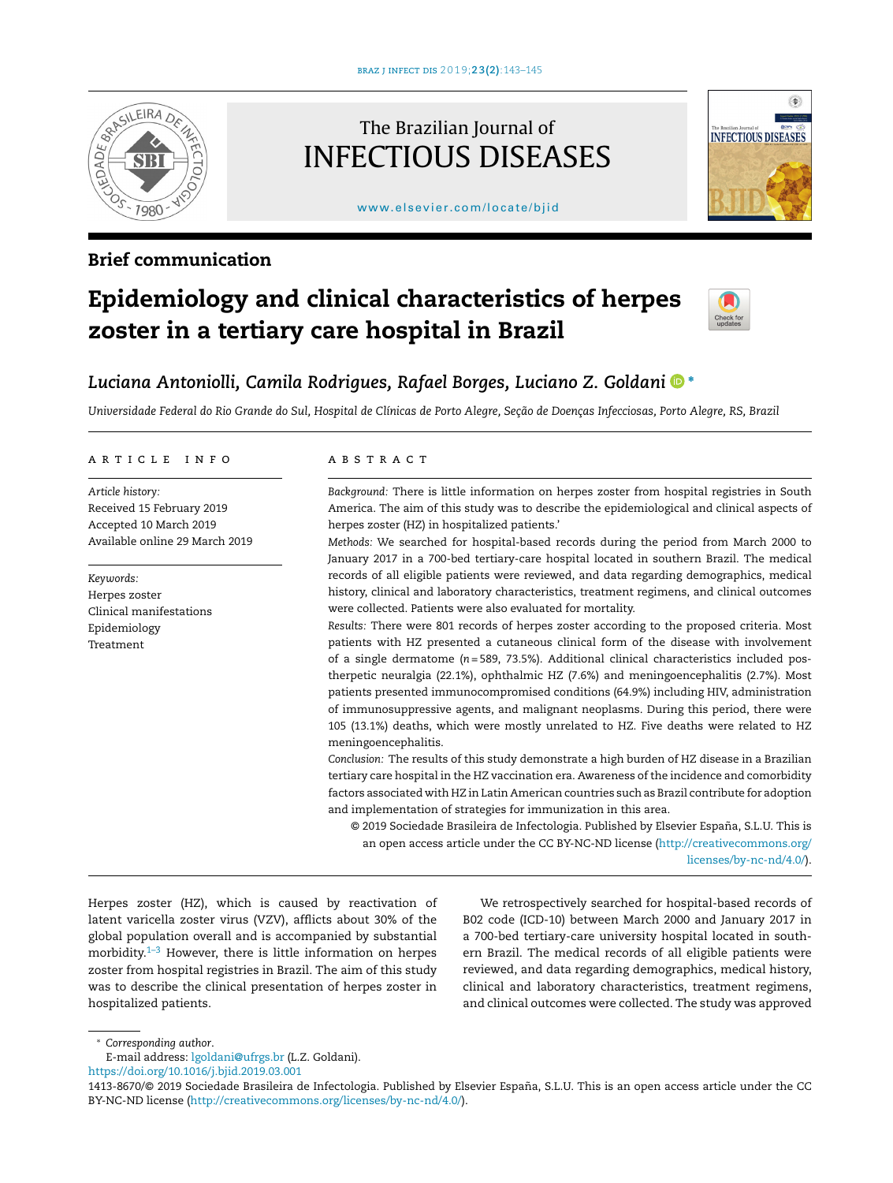The Brazilian Journal of

# INFECTIOUS DISEASES

www.elsevier.com/locate/bjid

## Brief communication

# Epidemiology and clinical characteristics of herpes zoster in a tertiary care hospital in Brazil

*Luciana Antoniolli, Camila Rodrigues, Rafael Borges, Luciano Z. Goldani* *

*Universidade Federal do Rio Grande do Sul, Hospital de Clínicas de Porto Alegre, Seção de Doenças Infecciosas, Porto Alegre, RS, Brazil*

**ARTICLE INFO**

*Article history:*
Received 15 February 2019
Accepted 10 March 2019
Available online 29 March 2019

*Keywords:*
Herpes zoster
Clinical manifestations
Epidemiology
Treatment

**ABSTRACT**

*Background:* There is little information on herpes zoster from hospital registries in South America. The aim of this study was to describe the epidemiological and clinical aspects of herpes zoster (HZ) in hospitalized patients.'

*Methods:* We searched for hospital-based records during the period from March 2000 to January 2017 in a 700-bed tertiary-care hospital located in southern Brazil. The medical records of all eligible patients were reviewed, and data regarding demographics, medical history, clinical and laboratory characteristics, treatment regimens, and clinical outcomes were collected. Patients were also evaluated for mortality.

*Results:* There were 801 records of herpes zoster according to the proposed criteria. Most patients with HZ presented a cutaneous clinical form of the disease with involvement of a single dermatome (n = 589, 73.5%). Additional clinical characteristics included postherpetic neuralgia (22.1%), ophthalmic HZ (7.6%) and meningoencephalitis (2.7%). Most patients presented immunocompromised conditions (64.9%) including HIV, administration of immunosuppressive agents, and malignant neoplasms. During this period, there were 105 (13.1%) deaths, which were mostly unrelated to HZ. Five deaths were related to HZ meningoencephalitis.

*Conclusion:* The results of this study demonstrate a high burden of HZ disease in a Brazilian tertiary care hospital in the HZ vaccination era. Awareness of the incidence and comorbidity factors associated with HZ in Latin American countries such as Brazil contribute for adoption and implementation of strategies for immunization in this area.

© 2019 Sociedade Brasileira de Infectologia. Published by Elsevier España, S.L.U. This is an open access article under the CC BY-NC-ND license (http://creativecommons.org/licenses/by-nc-nd/4.0/).

Herpes zoster (HZ), which is caused by reactivation of latent varicella zoster virus (VZV), afflicts about 30% of the global population overall and is accompanied by substantial morbidity.[1–3] However, there is little information on herpes zoster from hospital registries in Brazil. The aim of this study was to describe the clinical presentation of herpes zoster in hospitalized patients.

We retrospectively searched for hospital-based records of B02 code (ICD-10) between March 2000 and January 2017 in a 700-bed tertiary-care university hospital located in southern Brazil. The medical records of all eligible patients were reviewed, and data regarding demographics, medical history, clinical and laboratory characteristics, treatment regimens, and clinical outcomes were collected. The study was approved

\* *Corresponding author.*
E-mail address: lgoldani@ufrgs.br (L.Z. Goldani).
https://doi.org/10.1016/j.bjid.2019.03.001
1413-8670/© 2019 Sociedade Brasileira de Infectologia. Published by Elsevier España, S.L.U. This is an open access article under the CC BY-NC-ND license (http://creativecommons.org/licenses/by-nc-nd/4.0/).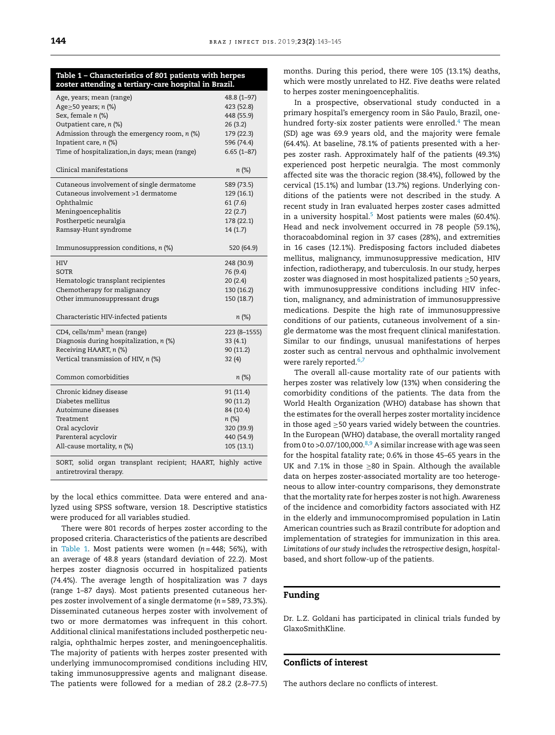**Table 1 – Characteristics of 801 patients with herpes zoster attending a tertiary-care hospital in Brazil.**

| | |
|---|---|
| Age, years; mean (range) | 48.8 (1–97) |
| Age≥50 years; *n* (%) | 423 (52.8) |
| Sex, female *n* (%) | 448 (55.9) |
| Outpatient care, *n* (%) | 26 (3.2) |
| Admission through the emergency room, *n* (%) | 179 (22.3) |
| Inpatient care, *n* (%) | 596 (74.4) |
| Time of hospitalization,in days; mean (range) | 6.65 (1–87) |
| Clinical manifestations | *n* (%) |
| Cutaneous involvement of single dermatome | 589 (73.5) |
| Cutaneous involvement >1 dermatome | 129 (16.1) |
| Ophthalmic | 61 (7.6) |
| Meningoencephalitis | 22 (2.7) |
| Postherpetic neuralgia | 178 (22.1) |
| Ramsay-Hunt syndrome | 14 (1.7) |
| Immunosuppression conditions, *n* (%) | 520 (64.9) |
| HIV | 248 (30.9) |
| SOTR | 76 (9.4) |
| Hematologic transplant recipientes | 20 (2.4) |
| Chemotherapy for malignancy | 130 (16.2) |
| Other immunosuppressant drugs | 150 (18.7) |
| Characteristic HIV-infected patients | *n* (%) |
| CD4, cells/mm$^3$ mean (range) | 223 (8–1555) |
| Diagnosis during hospitalization, *n* (%) | 33 (4.1) |
| Receiving HAART, *n* (%) | 90 (11.2) |
| Vertical transmission of HIV, *n* (%) | 32 (4) |
| Common comorbidities | *n* (%) |
| Chronic kidney disease | 91 (11.4) |
| Diabetes mellitus | 90 (11.2) |
| Autoimune diseases | 84 (10.4) |
| Treatment | *n* (%) |
| Oral acyclovir | 320 (39.9) |
| Parenteral acyclovir | 440 (54.9) |
| All-cause mortality, *n* (%) | 105 (13.1) |

SORT, solid organ transplant recipient; HAART, highly active antiretroviral therapy.

by the local ethics committee. Data were entered and analyzed using SPSS software, version 18. Descriptive statistics were produced for all variables studied.

There were 801 records of herpes zoster according to the proposed criteria. Characteristics of the patients are described in Table 1. Most patients were women (*n* = 448; 56%), with an average of 48.8 years (standard deviation of 22.2). Most herpes zoster diagnosis occurred in hospitalized patients (74.4%). The average length of hospitalization was 7 days (range 1–87 days). Most patients presented cutaneous herpes zoster involvement of a single dermatome (*n* = 589, 73.3%). Disseminated cutaneous herpes zoster with involvement of two or more dermatomes was infrequent in this cohort. Additional clinical manifestations included postherpetic neuralgia, ophthalmic herpes zoster, and meningoencephalitis. The majority of patients with herpes zoster presented with underlying immunocompromised conditions including HIV, taking immunosuppressive agents and malignant disease. The patients were followed for a median of 28.2 (2.8–77.5) months. During this period, there were 105 (13.1%) deaths, which were mostly unrelated to HZ. Five deaths were related to herpes zoster meningoencephalitis.

In a prospective, observational study conducted in a primary hospital's emergency room in São Paulo, Brazil, one-hundred forty-six zoster patients were enrolled.[4] The mean (SD) age was 69.9 years old, and the majority were female (64.4%). At baseline, 78.1% of patients presented with a herpes zoster rash. Approximately half of the patients (49.3%) experienced post herpetic neuralgia. The most commonly affected site was the thoracic region (38.4%), followed by the cervical (15.1%) and lumbar (13.7%) regions. Underlying conditions of the patients were not described in the study. A recent study in Iran evaluated herpes zoster cases admitted in a university hospital.[5] Most patients were males (60.4%). Head and neck involvement occurred in 78 people (59.1%), thoracoabdominal region in 37 cases (28%), and extremities in 16 cases (12.1%). Predisposing factors included diabetes mellitus, malignancy, immunosuppressive medication, HIV infection, radiotherapy, and tuberculosis. In our study, herpes zoster was diagnosed in most hospitalized patients ≥50 years, with immunosuppressive conditions including HIV infection, malignancy, and administration of immunosuppressive medications. Despite the high rate of immunosuppressive conditions of our patients, cutaneous involvement of a single dermatome was the most frequent clinical manifestation. Similar to our findings, unusual manifestations of herpes zoster such as central nervous and ophthalmic involvement were rarely reported.[6,7]

The overall all-cause mortality rate of our patients with herpes zoster was relatively low (13%) when considering the comorbidity conditions of the patients. The data from the World Health Organization (WHO) database has shown that the estimates for the overall herpes zoster mortality incidence in those aged ≥50 years varied widely between the countries. In the European (WHO) database, the overall mortality ranged from 0 to >0.07/100,000.[8,9] A similar increase with age was seen for the hospital fatality rate; 0.6% in those 45–65 years in the UK and 7.1% in those ≥80 in Spain. Although the available data on herpes zoster-associated mortality are too heterogeneous to allow inter-country comparisons, they demonstrate that the mortality rate for herpes zoster is not high. Awareness of the incidence and comorbidity factors associated with HZ in the elderly and immunocompromised population in Latin American countries such as Brazil contribute for adoption and implementation of strategies for immunization in this area. *Limitations of our study includes* the *retrospective* design, *hospital*-based, and short follow-up of the patients.

## Funding

Dr. L.Z. Goldani has participated in clinical trials funded by GlaxoSmithKline.

## Conflicts of interest

The authors declare no conflicts of interest.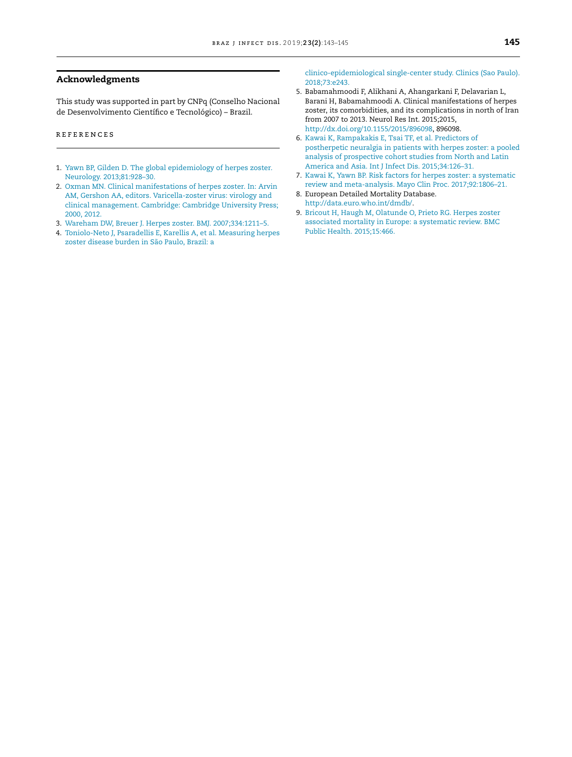## Acknowledgments

This study was supported in part by CNPq (Conselho Nacional de Desenvolvimento Científico e Tecnológico) – Brazil.

## REFERENCES

1. Yawn BP, Gilden D. The global epidemiology of herpes zoster. Neurology. 2013;81:928–30.
2. Oxman MN. Clinical manifestations of herpes zoster. In: Arvin AM, Gershon AA, editors. Varicella-zoster virus: virology and clinical management. Cambridge: Cambridge University Press; 2000, 2012.
3. Wareham DW, Breuer J. Herpes zoster. BMJ. 2007;334:1211–5.
4. Toniolo-Neto J, Psaradellis E, Karellis A, et al. Measuring herpes zoster disease burden in São Paulo, Brazil: a clinico-epidemiological single-center study. Clinics (Sao Paulo). 2018;73:e243.
5. Babamahmoodi F, Alikhani A, Ahangarkani F, Delavarian L, Barani H, Babamahmoodi A. Clinical manifestations of herpes zoster, its comorbidities, and its complications in north of Iran from 2007 to 2013. Neurol Res Int. 2015;2015, http://dx.doi.org/10.1155/2015/896098, 896098.
6. Kawai K, Rampakakis E, Tsai TF, et al. Predictors of postherpetic neuralgia in patients with herpes zoster: a pooled analysis of prospective cohort studies from North and Latin America and Asia. Int J Infect Dis. 2015;34:126–31.
7. Kawai K, Yawn BP. Risk factors for herpes zoster: a systematic review and meta-analysis. Mayo Clin Proc. 2017;92:1806–21.
8. European Detailed Mortality Database. http://data.euro.who.int/dmdb/.
9. Bricout H, Haugh M, Olatunde O, Prieto RG. Herpes zoster associated mortality in Europe: a systematic review. BMC Public Health. 2015;15:466.